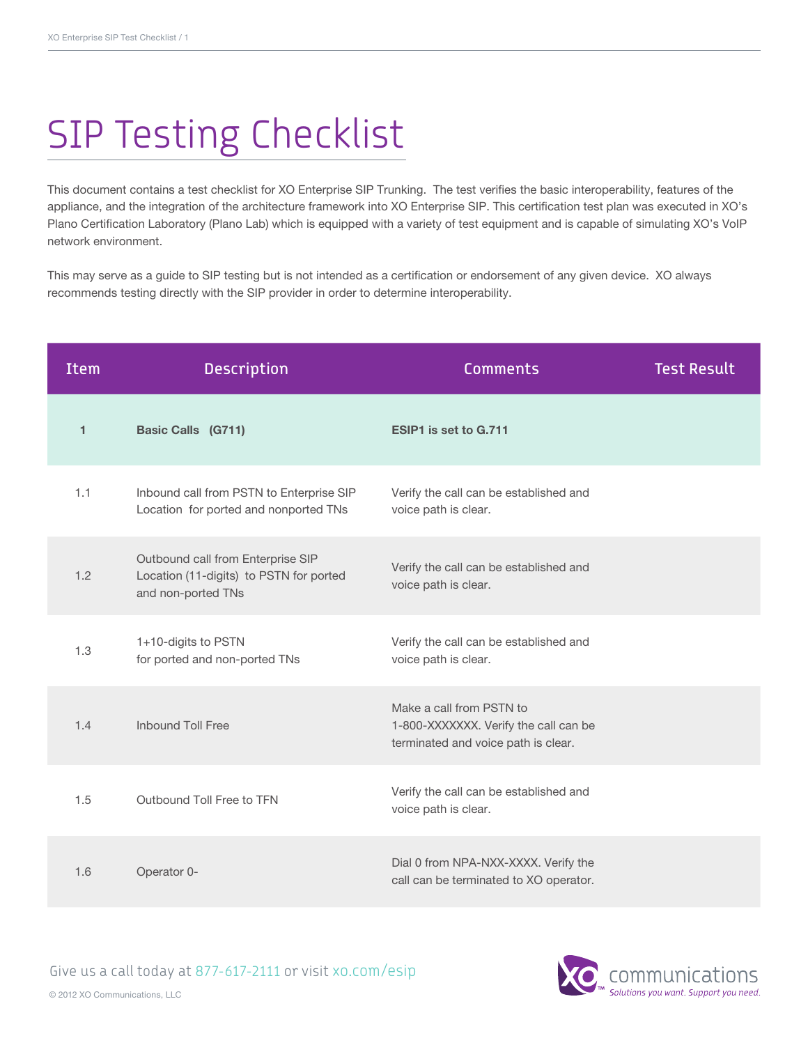# SIP Testing Checklist

This document contains a test checklist for XO Enterprise SIP Trunking. The test verifies the basic interoperability, features of the appliance, and the integration of the architecture framework into XO Enterprise SIP. This certification test plan was executed in XO's Plano Certification Laboratory (Plano Lab) which is equipped with a variety of test equipment and is capable of simulating XO's VoIP network environment.

This may serve as a guide to SIP testing but is not intended as a certification or endorsement of any given device. XO always recommends testing directly with the SIP provider in order to determine interoperability.

| Item | Description | Comments | Test Result |
|---|---|---|---|
| **1** | **Basic Calls (G711)** | **ESIP1 is set to G.711** | |
| 1.1 | Inbound call from PSTN to Enterprise SIP Location for ported and nonported TNs | Verify the call can be established and voice path is clear. | |
| 1.2 | Outbound call from Enterprise SIP Location (11-digits) to PSTN for ported and non-ported TNs | Verify the call can be established and voice path is clear. | |
| 1.3 | 1+10-digits to PSTN for ported and non-ported TNs | Verify the call can be established and voice path is clear. | |
| 1.4 | Inbound Toll Free | Make a call from PSTN to 1-800-XXXXXXX. Verify the call can be terminated and voice path is clear. | |
| 1.5 | Outbound Toll Free to TFN | Verify the call can be established and voice path is clear. | |
| 1.6 | Operator 0- | Dial 0 from NPA-NXX-XXXX. Verify the call can be terminated to XO operator. | |

Give us a call today at 877-617-2111 or visit xo.com/esip

© 2012 XO Communications, LLC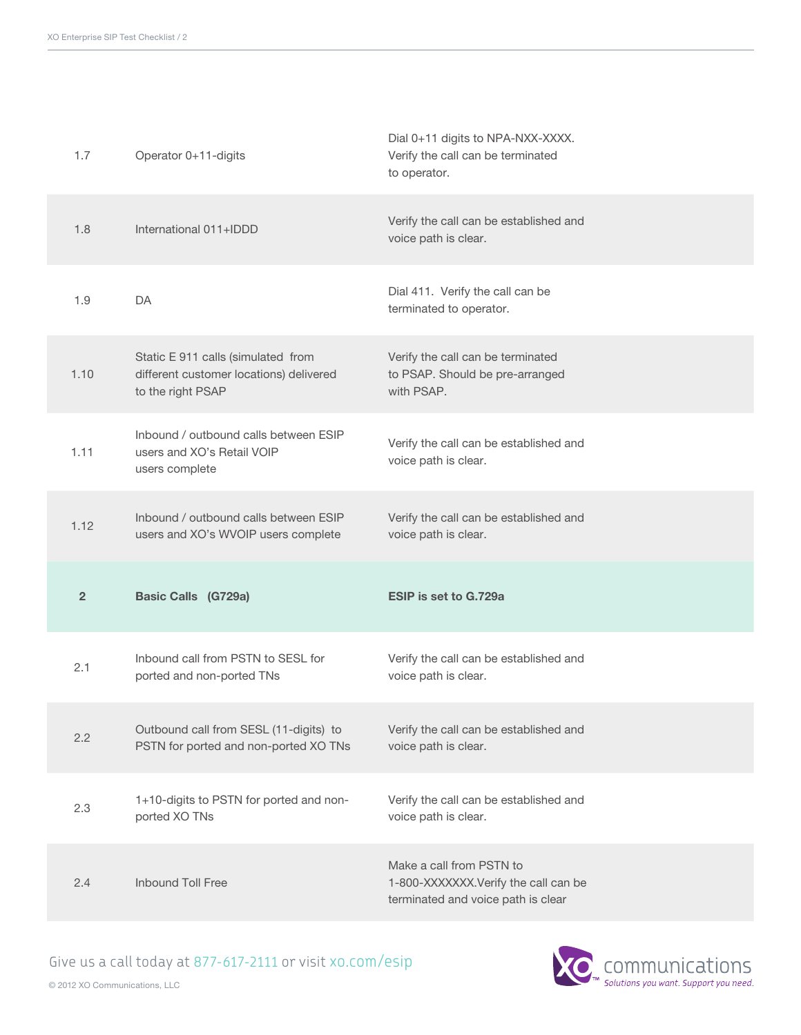| | | |
|---|---|---|
| 1.7 | Operator 0+11-digits | Dial 0+11 digits to NPA-NXX-XXXX. Verify the call can be terminated to operator. |
| 1.8 | International 011+IDDD | Verify the call can be established and voice path is clear. |
| 1.9 | DA | Dial 411. Verify the call can be terminated to operator. |
| 1.10 | Static E 911 calls (simulated from different customer locations) delivered to the right PSAP | Verify the call can be terminated to PSAP. Should be pre-arranged with PSAP. |
| 1.11 | Inbound / outbound calls between ESIP users and XO's Retail VOIP users complete | Verify the call can be established and voice path is clear. |
| 1.12 | Inbound / outbound calls between ESIP users and XO's WVOIP users complete | Verify the call can be established and voice path is clear. |
| **2** | **Basic Calls (G729a)** | **ESIP is set to G.729a** |
| 2.1 | Inbound call from PSTN to SESL for ported and non-ported TNs | Verify the call can be established and voice path is clear. |
| 2.2 | Outbound call from SESL (11-digits) to PSTN for ported and non-ported XO TNs | Verify the call can be established and voice path is clear. |
| 2.3 | 1+10-digits to PSTN for ported and non-ported XO TNs | Verify the call can be established and voice path is clear. |
| 2.4 | Inbound Toll Free | Make a call from PSTN to 1-800-XXXXXXX.Verify the call can be terminated and voice path is clear |

Give us a call today at 877-617-2111 or visit xo.com/esip

© 2012 XO Communications, LLC

XO communications Solutions you want. Support you need.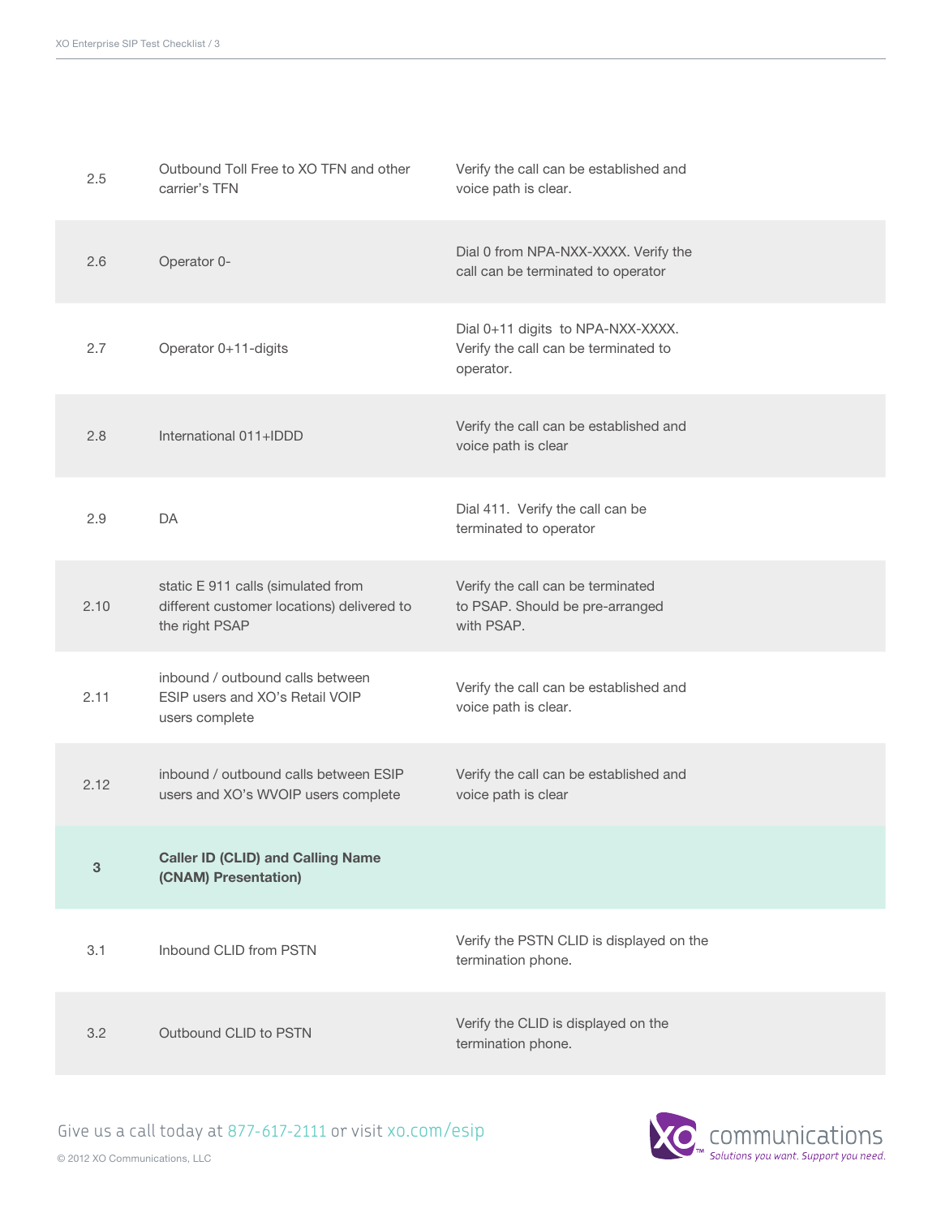| | | |
|---|---|---|
| 2.5 | Outbound Toll Free to XO TFN and other carrier's TFN | Verify the call can be established and voice path is clear. |
| 2.6 | Operator 0- | Dial 0 from NPA-NXX-XXXX. Verify the call can be terminated to operator |
| 2.7 | Operator 0+11-digits | Dial 0+11 digits to NPA-NXX-XXXX. Verify the call can be terminated to operator. |
| 2.8 | International 011+IDDD | Verify the call can be established and voice path is clear |
| 2.9 | DA | Dial 411. Verify the call can be terminated to operator |
| 2.10 | static E 911 calls (simulated from different customer locations) delivered to the right PSAP | Verify the call can be terminated to PSAP. Should be pre-arranged with PSAP. |
| 2.11 | inbound / outbound calls between ESIP users and XO's Retail VOIP users complete | Verify the call can be established and voice path is clear. |
| 2.12 | inbound / outbound calls between ESIP users and XO's WVOIP users complete | Verify the call can be established and voice path is clear |
| **3** | **Caller ID (CLID) and Calling Name (CNAM) Presentation** | |
| 3.1 | Inbound CLID from PSTN | Verify the PSTN CLID is displayed on the termination phone. |
| 3.2 | Outbound CLID to PSTN | Verify the CLID is displayed on the termination phone. |

Give us a call today at 877-617-2111 or visit xo.com/esip

© 2012 XO Communications, LLC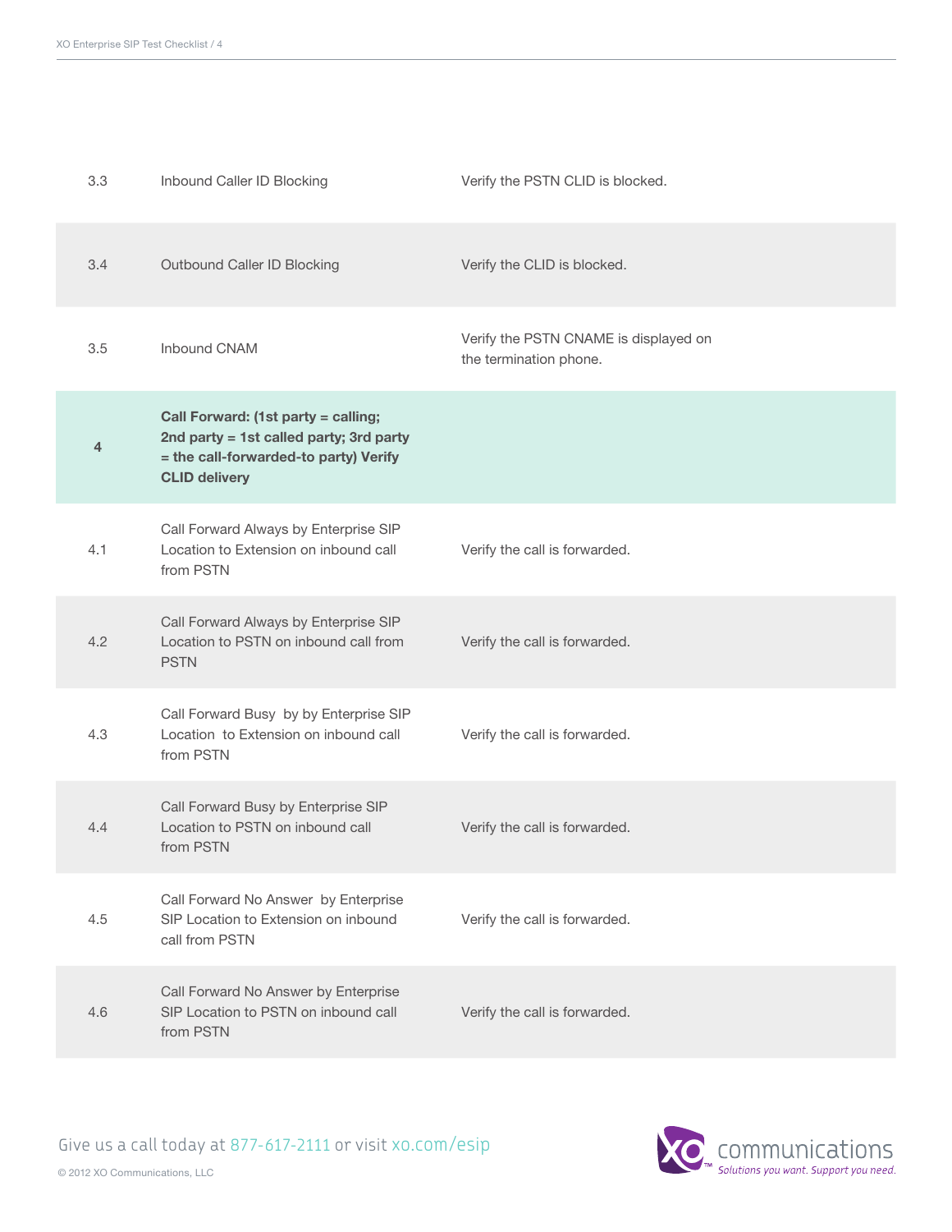| | | |
|---|---|---|
| 3.3 | Inbound Caller ID Blocking | Verify the PSTN CLID is blocked. |
| 3.4 | Outbound Caller ID Blocking | Verify the CLID is blocked. |
| 3.5 | Inbound CNAM | Verify the PSTN CNAME is displayed on the termination phone. |
| **4** | **Call Forward: (1st party = calling; 2nd party = 1st called party; 3rd party = the call-forwarded-to party) Verify CLID delivery** | |
| 4.1 | Call Forward Always by Enterprise SIP Location to Extension on inbound call from PSTN | Verify the call is forwarded. |
| 4.2 | Call Forward Always by Enterprise SIP Location to PSTN on inbound call from PSTN | Verify the call is forwarded. |
| 4.3 | Call Forward Busy by by Enterprise SIP Location to Extension on inbound call from PSTN | Verify the call is forwarded. |
| 4.4 | Call Forward Busy by Enterprise SIP Location to PSTN on inbound call from PSTN | Verify the call is forwarded. |
| 4.5 | Call Forward No Answer by Enterprise SIP Location to Extension on inbound call from PSTN | Verify the call is forwarded. |
| 4.6 | Call Forward No Answer by Enterprise SIP Location to PSTN on inbound call from PSTN | Verify the call is forwarded. |

Give us a call today at 877-617-2111 or visit xo.com/esip

© 2012 XO Communications, LLC

XO communications™ *Solutions you want. Support you need.*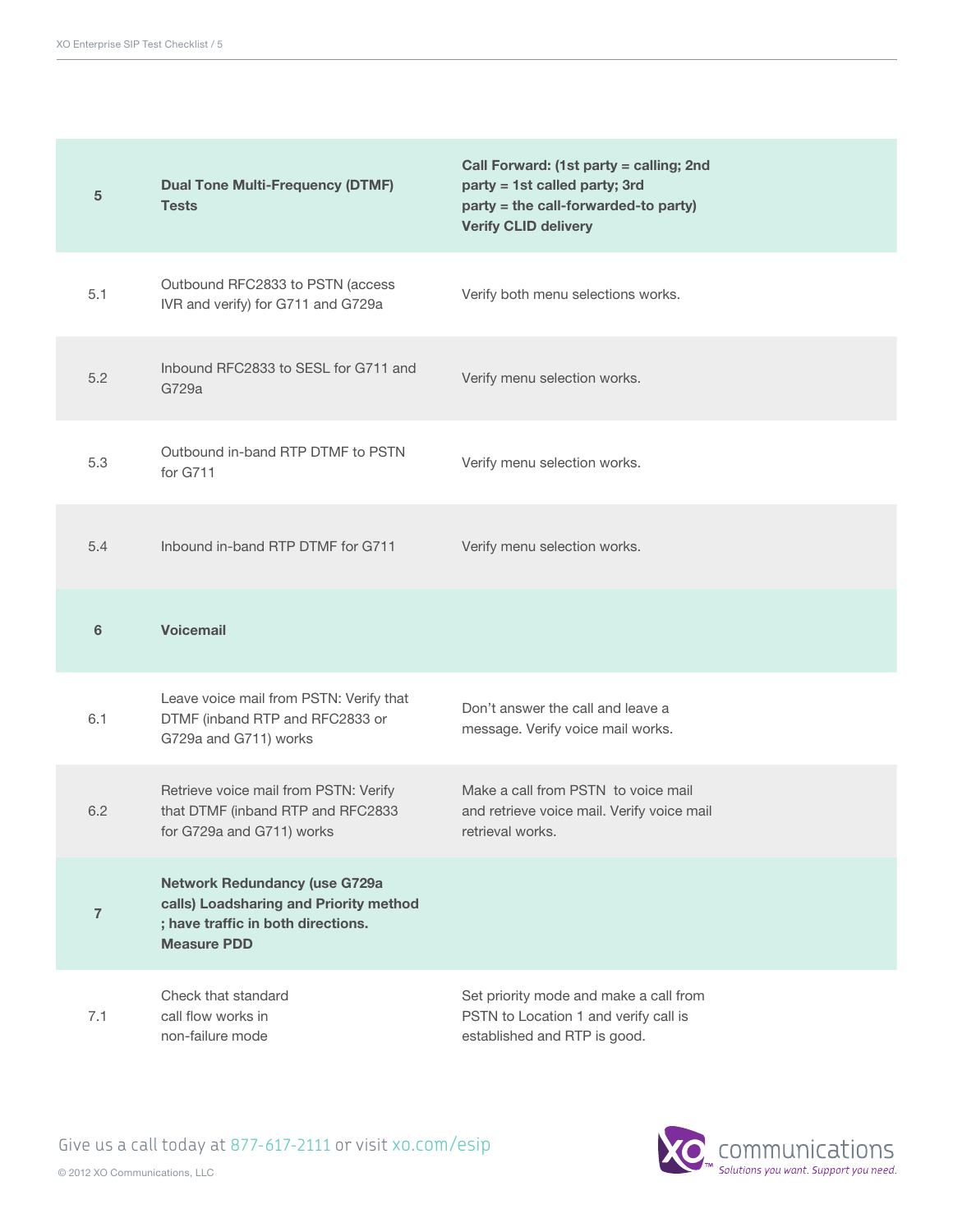| | | |
|---|---|---|
| **5** | **Dual Tone Multi-Frequency (DTMF) Tests** | **Call Forward: (1st party = calling; 2nd party = 1st called party; 3rd party = the call-forwarded-to party) Verify CLID delivery** |
| 5.1 | Outbound RFC2833 to PSTN (access IVR and verify) for G711 and G729a | Verify both menu selections works. |
| 5.2 | Inbound RFC2833 to SESL for G711 and G729a | Verify menu selection works. |
| 5.3 | Outbound in-band RTP DTMF to PSTN for G711 | Verify menu selection works. |
| 5.4 | Inbound in-band RTP DTMF for G711 | Verify menu selection works. |
| **6** | **Voicemail** | |
| 6.1 | Leave voice mail from PSTN: Verify that DTMF (inband RTP and RFC2833 or G729a and G711) works | Don't answer the call and leave a message. Verify voice mail works. |
| 6.2 | Retrieve voice mail from PSTN: Verify that DTMF (inband RTP and RFC2833 for G729a and G711) works | Make a call from PSTN to voice mail and retrieve voice mail. Verify voice mail retrieval works. |
| **7** | **Network Redundancy (use G729a calls) Loadsharing and Priority method ; have traffic in both directions. Measure PDD** | |
| 7.1 | Check that standard call flow works in non-failure mode | Set priority mode and make a call from PSTN to Location 1 and verify call is established and RTP is good. |

Give us a call today at 877-617-2111 or visit xo.com/esip

© 2012 XO Communications, LLC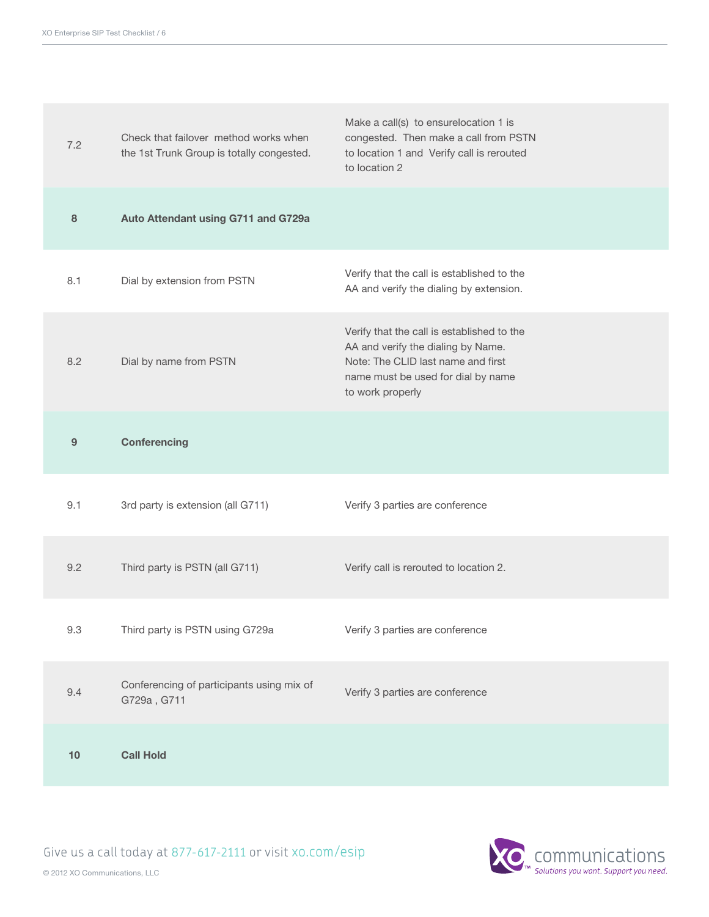| | | |
|---|---|---|
| 7.2 | Check that failover method works when the 1st Trunk Group is totally congested. | Make a call(s) to ensurelocation 1 is congested. Then make a call from PSTN to location 1 and Verify call is rerouted to location 2 |
| **8** | **Auto Attendant using G711 and G729a** | |
| 8.1 | Dial by extension from PSTN | Verify that the call is established to the AA and verify the dialing by extension. |
| 8.2 | Dial by name from PSTN | Verify that the call is established to the AA and verify the dialing by Name. Note: The CLID last name and first name must be used for dial by name to work properly |
| **9** | **Conferencing** | |
| 9.1 | 3rd party is extension (all G711) | Verify 3 parties are conference |
| 9.2 | Third party is PSTN (all G711) | Verify call is rerouted to location 2. |
| 9.3 | Third party is PSTN using G729a | Verify 3 parties are conference |
| 9.4 | Conferencing of participants using mix of G729a , G711 | Verify 3 parties are conference |
| **10** | **Call Hold** | |

Give us a call today at 877-617-2111 or visit xo.com/esip

© 2012 XO Communications, LLC

XO communications
Solutions you want. Support you need.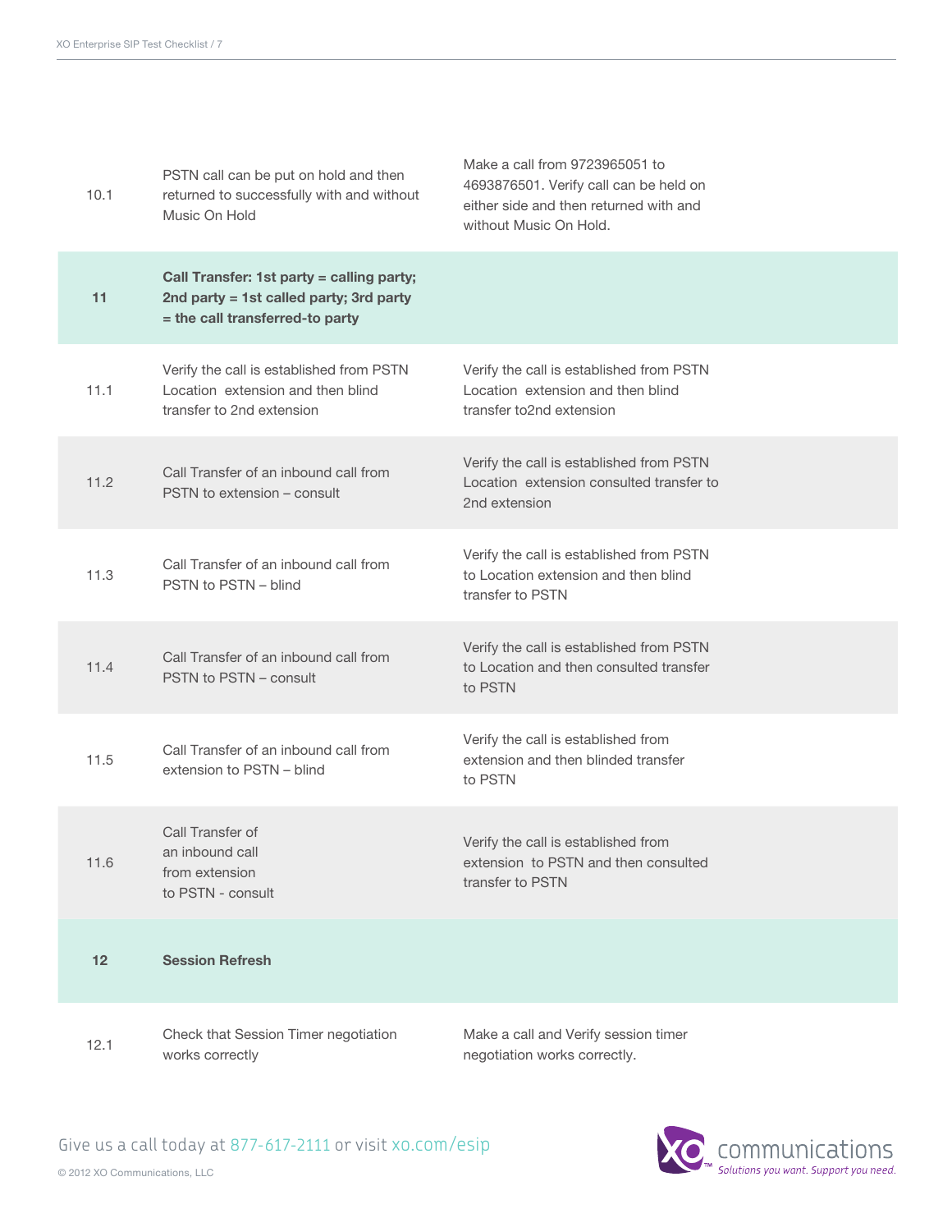| | | |
|---|---|---|
| 10.1 | PSTN call can be put on hold and then returned to successfully with and without Music On Hold | Make a call from 9723965051 to 4693876501. Verify call can be held on either side and then returned with and without Music On Hold. |
| **11** | **Call Transfer: 1st party = calling party; 2nd party = 1st called party; 3rd party = the call transferred-to party** | |
| 11.1 | Verify the call is established from PSTN Location extension and then blind transfer to 2nd extension | Verify the call is established from PSTN Location extension and then blind transfer to2nd extension |
| 11.2 | Call Transfer of an inbound call from PSTN to extension – consult | Verify the call is established from PSTN Location extension consulted transfer to 2nd extension |
| 11.3 | Call Transfer of an inbound call from PSTN to PSTN – blind | Verify the call is established from PSTN to Location extension and then blind transfer to PSTN |
| 11.4 | Call Transfer of an inbound call from PSTN to PSTN – consult | Verify the call is established from PSTN to Location and then consulted transfer to PSTN |
| 11.5 | Call Transfer of an inbound call from extension to PSTN – blind | Verify the call is established from extension and then blinded transfer to PSTN |
| 11.6 | Call Transfer of an inbound call from extension to PSTN - consult | Verify the call is established from extension to PSTN and then consulted transfer to PSTN |
| **12** | **Session Refresh** | |
| 12.1 | Check that Session Timer negotiation works correctly | Make a call and Verify session timer negotiation works correctly. |

Give us a call today at 877-617-2111 or visit xo.com/esip

© 2012 XO Communications, LLC

XO communications — Solutions you want. Support you need.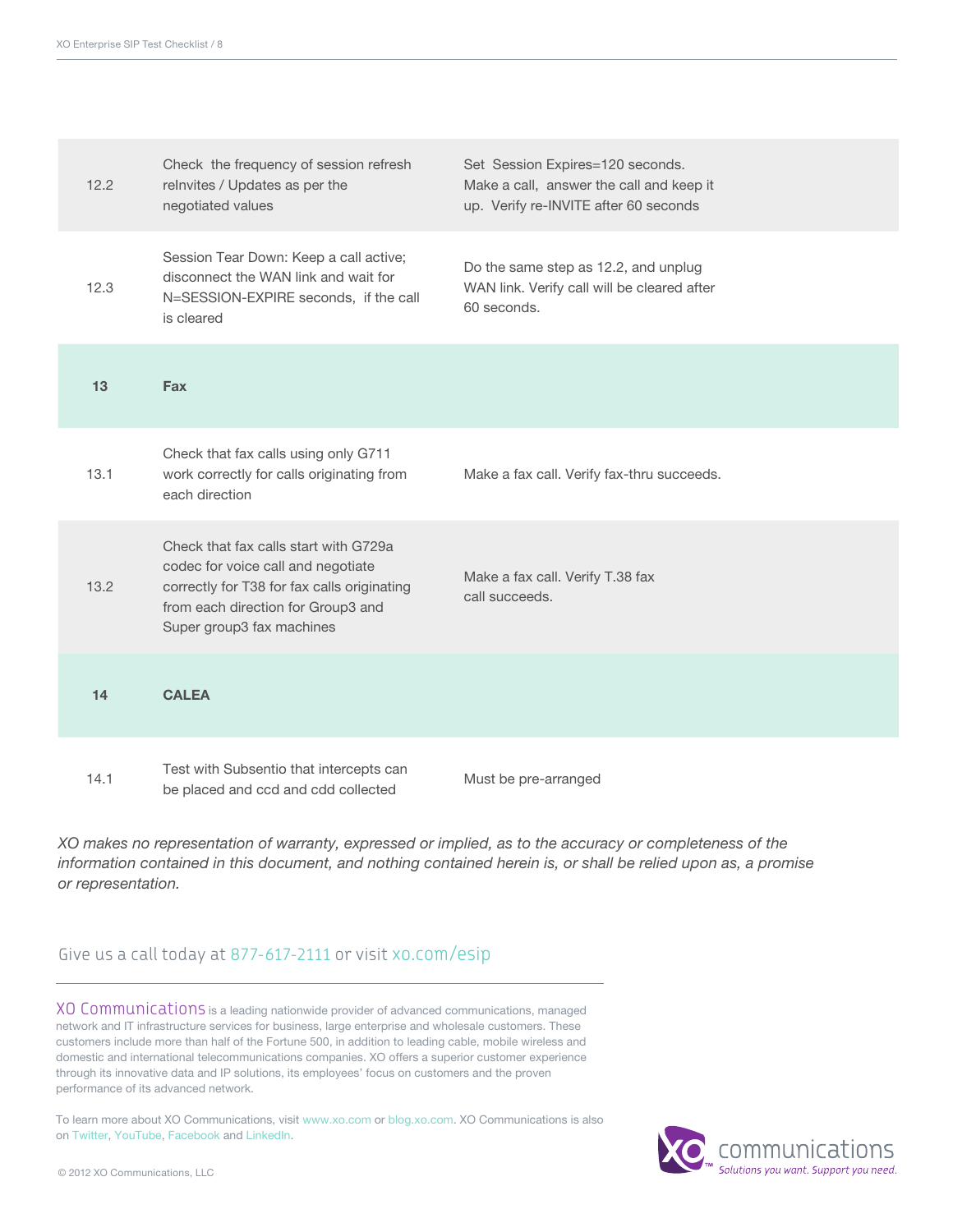| | | |
|---|---|---|
| 12.2 | Check the frequency of session refresh reInvites / Updates as per the negotiated values | Set Session Expires=120 seconds. Make a call, answer the call and keep it up. Verify re-INVITE after 60 seconds |
| 12.3 | Session Tear Down: Keep a call active; disconnect the WAN link and wait for N=SESSION-EXPIRE seconds, if the call is cleared | Do the same step as 12.2, and unplug WAN link. Verify call will be cleared after 60 seconds. |
| **13** | **Fax** | |
| 13.1 | Check that fax calls using only G711 work correctly for calls originating from each direction | Make a fax call. Verify fax-thru succeeds. |
| 13.2 | Check that fax calls start with G729a codec for voice call and negotiate correctly for T38 for fax calls originating from each direction for Group3 and Super group3 fax machines | Make a fax call. Verify T.38 fax call succeeds. |
| **14** | **CALEA** | |
| 14.1 | Test with Subsentio that intercepts can be placed and ccd and cdd collected | Must be pre-arranged |

*XO makes no representation of warranty, expressed or implied, as to the accuracy or completeness of the information contained in this document, and nothing contained herein is, or shall be relied upon as, a promise or representation.*

Give us a call today at 877-617-2111 or visit xo.com/esip

XO Communications is a leading nationwide provider of advanced communications, managed network and IT infrastructure services for business, large enterprise and wholesale customers. These customers include more than half of the Fortune 500, in addition to leading cable, mobile wireless and domestic and international telecommunications companies. XO offers a superior customer experience through its innovative data and IP solutions, its employees' focus on customers and the proven performance of its advanced network.

To learn more about XO Communications, visit www.xo.com or blog.xo.com. XO Communications is also on Twitter, YouTube, Facebook and LinkedIn.

© 2012 XO Communications, LLC

XO communications
Solutions you want. Support you need.